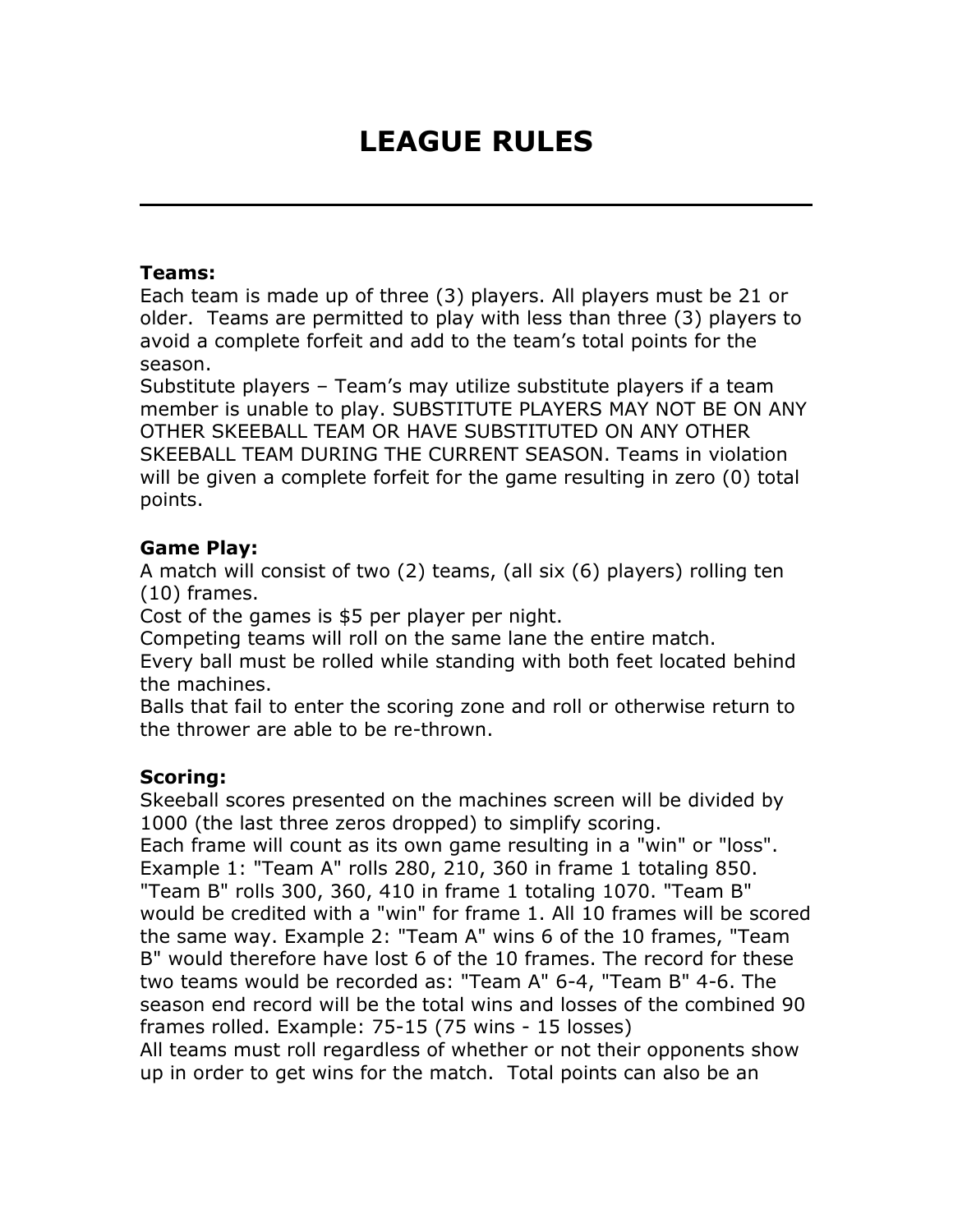# LEAGUE RULES

---

**Teams:**
Each team is made up of three (3) players. All players must be 21 or older. Teams are permitted to play with less than three (3) players to avoid a complete forfeit and add to the team's total points for the season.
Substitute players – Team's may utilize substitute players if a team member is unable to play. SUBSTITUTE PLAYERS MAY NOT BE ON ANY OTHER SKEEBALL TEAM OR HAVE SUBSTITUTED ON ANY OTHER SKEEBALL TEAM DURING THE CURRENT SEASON. Teams in violation will be given a complete forfeit for the game resulting in zero (0) total points.

**Game Play:**
A match will consist of two (2) teams, (all six (6) players) rolling ten (10) frames.
Cost of the games is $5 per player per night.
Competing teams will roll on the same lane the entire match.
Every ball must be rolled while standing with both feet located behind the machines.
Balls that fail to enter the scoring zone and roll or otherwise return to the thrower are able to be re-thrown.

**Scoring:**
Skeeball scores presented on the machines screen will be divided by 1000 (the last three zeros dropped) to simplify scoring.
Each frame will count as its own game resulting in a "win" or "loss". Example 1: "Team A" rolls 280, 210, 360 in frame 1 totaling 850. "Team B" rolls 300, 360, 410 in frame 1 totaling 1070. "Team B" would be credited with a "win" for frame 1. All 10 frames will be scored the same way. Example 2: "Team A" wins 6 of the 10 frames, "Team B" would therefore have lost 6 of the 10 frames. The record for these two teams would be recorded as: "Team A" 6-4, "Team B" 4-6. The season end record will be the total wins and losses of the combined 90 frames rolled. Example: 75-15 (75 wins - 15 losses)
All teams must roll regardless of whether or not their opponents show up in order to get wins for the match. Total points can also be an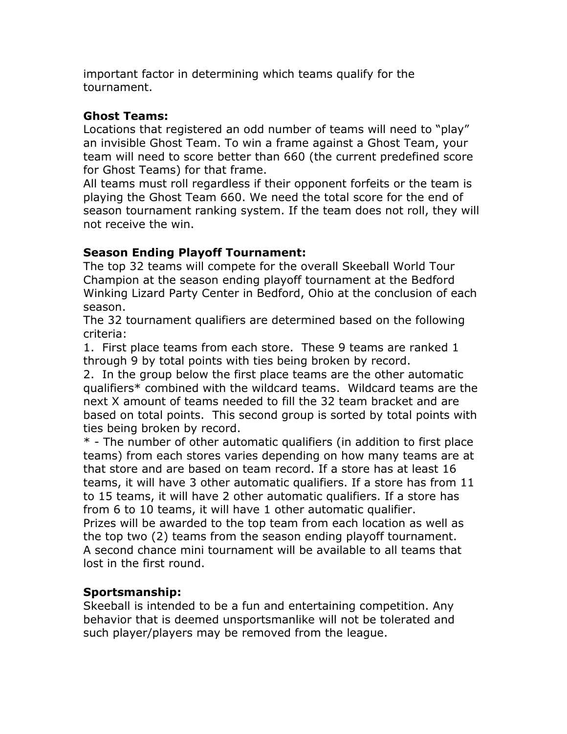important factor in determining which teams qualify for the tournament.

**Ghost Teams:**

Locations that registered an odd number of teams will need to "play" an invisible Ghost Team. To win a frame against a Ghost Team, your team will need to score better than 660 (the current predefined score for Ghost Teams) for that frame.

All teams must roll regardless if their opponent forfeits or the team is playing the Ghost Team 660. We need the total score for the end of season tournament ranking system. If the team does not roll, they will not receive the win.

**Season Ending Playoff Tournament:**

The top 32 teams will compete for the overall Skeeball World Tour Champion at the season ending playoff tournament at the Bedford Winking Lizard Party Center in Bedford, Ohio at the conclusion of each season.

The 32 tournament qualifiers are determined based on the following criteria:

1. First place teams from each store. These 9 teams are ranked 1 through 9 by total points with ties being broken by record.
2. In the group below the first place teams are the other automatic qualifiers* combined with the wildcard teams. Wildcard teams are the next X amount of teams needed to fill the 32 team bracket and are based on total points. This second group is sorted by total points with ties being broken by record.

* - The number of other automatic qualifiers (in addition to first place teams) from each stores varies depending on how many teams are at that store and are based on team record. If a store has at least 16 teams, it will have 3 other automatic qualifiers. If a store has from 11 to 15 teams, it will have 2 other automatic qualifiers. If a store has from 6 to 10 teams, it will have 1 other automatic qualifier.

Prizes will be awarded to the top team from each location as well as the top two (2) teams from the season ending playoff tournament.

A second chance mini tournament will be available to all teams that lost in the first round.

**Sportsmanship:**

Skeeball is intended to be a fun and entertaining competition. Any behavior that is deemed unsportsmanlike will not be tolerated and such player/players may be removed from the league.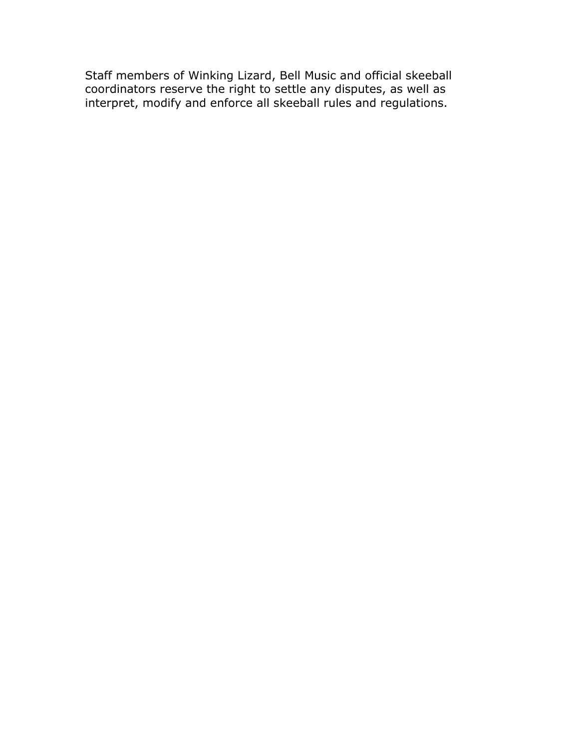Staff members of Winking Lizard, Bell Music and official skeeball coordinators reserve the right to settle any disputes, as well as interpret, modify and enforce all skeeball rules and regulations.